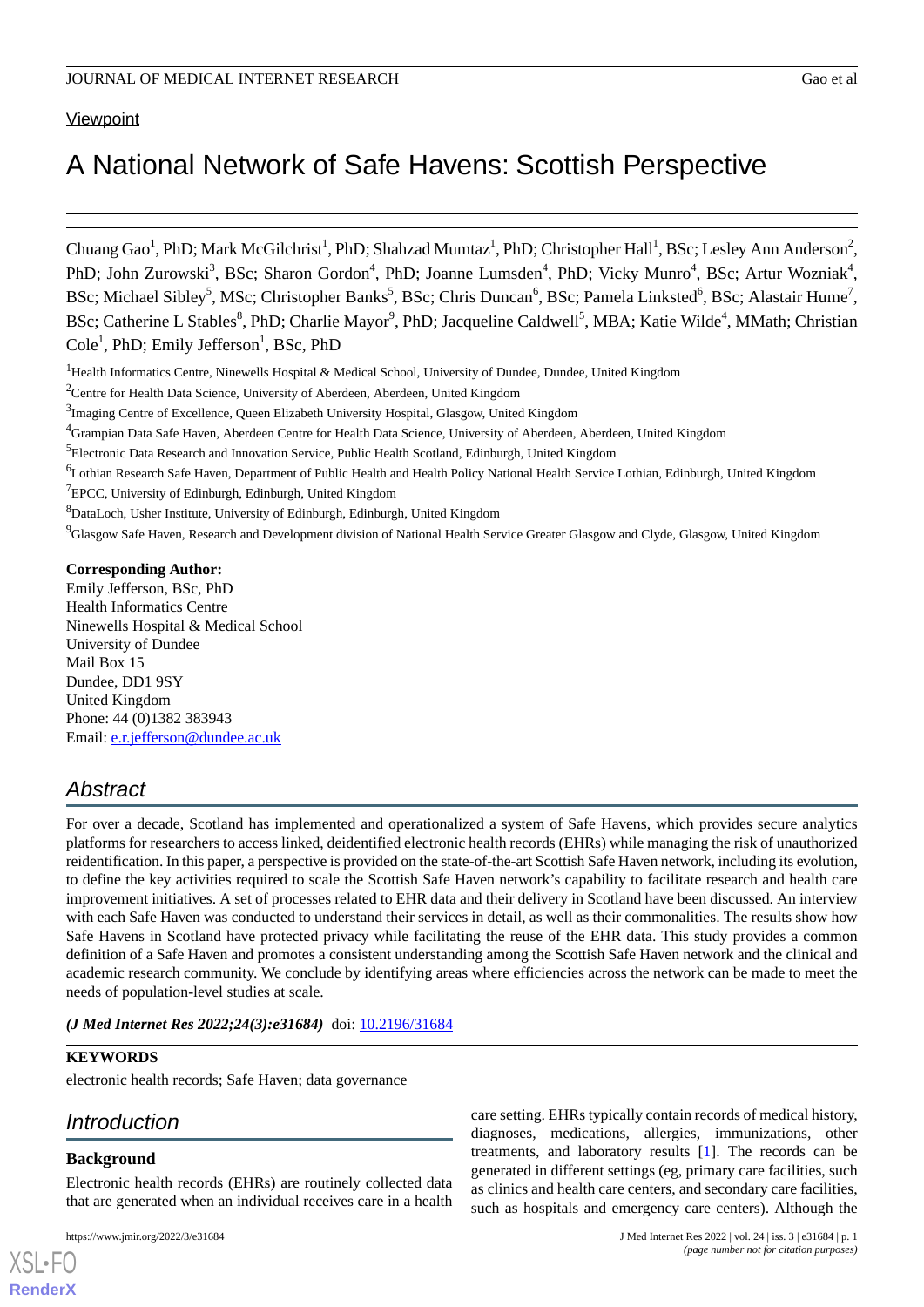Viewpoint

# A National Network of Safe Havens: Scottish Perspective

Chuang Gao[1], PhD; Mark McGilchrist[1], PhD; Shahzad Mumtaz[1], PhD; Christopher Hall[1], BSc; Lesley Ann Anderson[2], PhD; John Zurowski[3], BSc; Sharon Gordon[4], PhD; Joanne Lumsden[4], PhD; Vicky Munro[4], BSc; Artur Wozniak[4], BSc; Michael Sibley[5], MSc; Christopher Banks[5], BSc; Chris Duncan[6], BSc; Pamela Linksted[6], BSc; Alastair Hume[7], BSc; Catherine L Stables[8], PhD; Charlie Mayor[9], PhD; Jacqueline Caldwell[5], MBA; Katie Wilde[4], MMath; Christian Cole[1], PhD; Emily Jefferson[1], BSc, PhD

[1]Health Informatics Centre, Ninewells Hospital & Medical School, University of Dundee, Dundee, United Kingdom
[2]Centre for Health Data Science, University of Aberdeen, Aberdeen, United Kingdom
[3]Imaging Centre of Excellence, Queen Elizabeth University Hospital, Glasgow, United Kingdom
[4]Grampian Data Safe Haven, Aberdeen Centre for Health Data Science, University of Aberdeen, Aberdeen, United Kingdom
[5]Electronic Data Research and Innovation Service, Public Health Scotland, Edinburgh, United Kingdom
[6]Lothian Research Safe Haven, Department of Public Health and Health Policy National Health Service Lothian, Edinburgh, United Kingdom
[7]EPCC, University of Edinburgh, Edinburgh, United Kingdom
[8]DataLoch, Usher Institute, University of Edinburgh, Edinburgh, United Kingdom
[9]Glasgow Safe Haven, Research and Development division of National Health Service Greater Glasgow and Clyde, Glasgow, United Kingdom

**Corresponding Author:**
Emily Jefferson, BSc, PhD
Health Informatics Centre
Ninewells Hospital & Medical School
University of Dundee
Mail Box 15
Dundee, DD1 9SY
United Kingdom
Phone: 44 (0)1382 383943
Email: e.r.jefferson@dundee.ac.uk

## Abstract

For over a decade, Scotland has implemented and operationalized a system of Safe Havens, which provides secure analytics platforms for researchers to access linked, deidentified electronic health records (EHRs) while managing the risk of unauthorized reidentification. In this paper, a perspective is provided on the state-of-the-art Scottish Safe Haven network, including its evolution, to define the key activities required to scale the Scottish Safe Haven network's capability to facilitate research and health care improvement initiatives. A set of processes related to EHR data and their delivery in Scotland have been discussed. An interview with each Safe Haven was conducted to understand their services in detail, as well as their commonalities. The results show how Safe Havens in Scotland have protected privacy while facilitating the reuse of the EHR data. This study provides a common definition of a Safe Haven and promotes a consistent understanding among the Scottish Safe Haven network and the clinical and academic research community. We conclude by identifying areas where efficiencies across the network can be made to meet the needs of population-level studies at scale.

***(J Med Internet Res 2022;24(3):e31684)*** doi: 10.2196/31684

**KEYWORDS**

electronic health records; Safe Haven; data governance

## Introduction

### Background

Electronic health records (EHRs) are routinely collected data that are generated when an individual receives care in a health care setting. EHRs typically contain records of medical history, diagnoses, medications, allergies, immunizations, other treatments, and laboratory results [1]. The records can be generated in different settings (eg, primary care facilities, such as clinics and health care centers, and secondary care facilities, such as hospitals and emergency care centers). Although the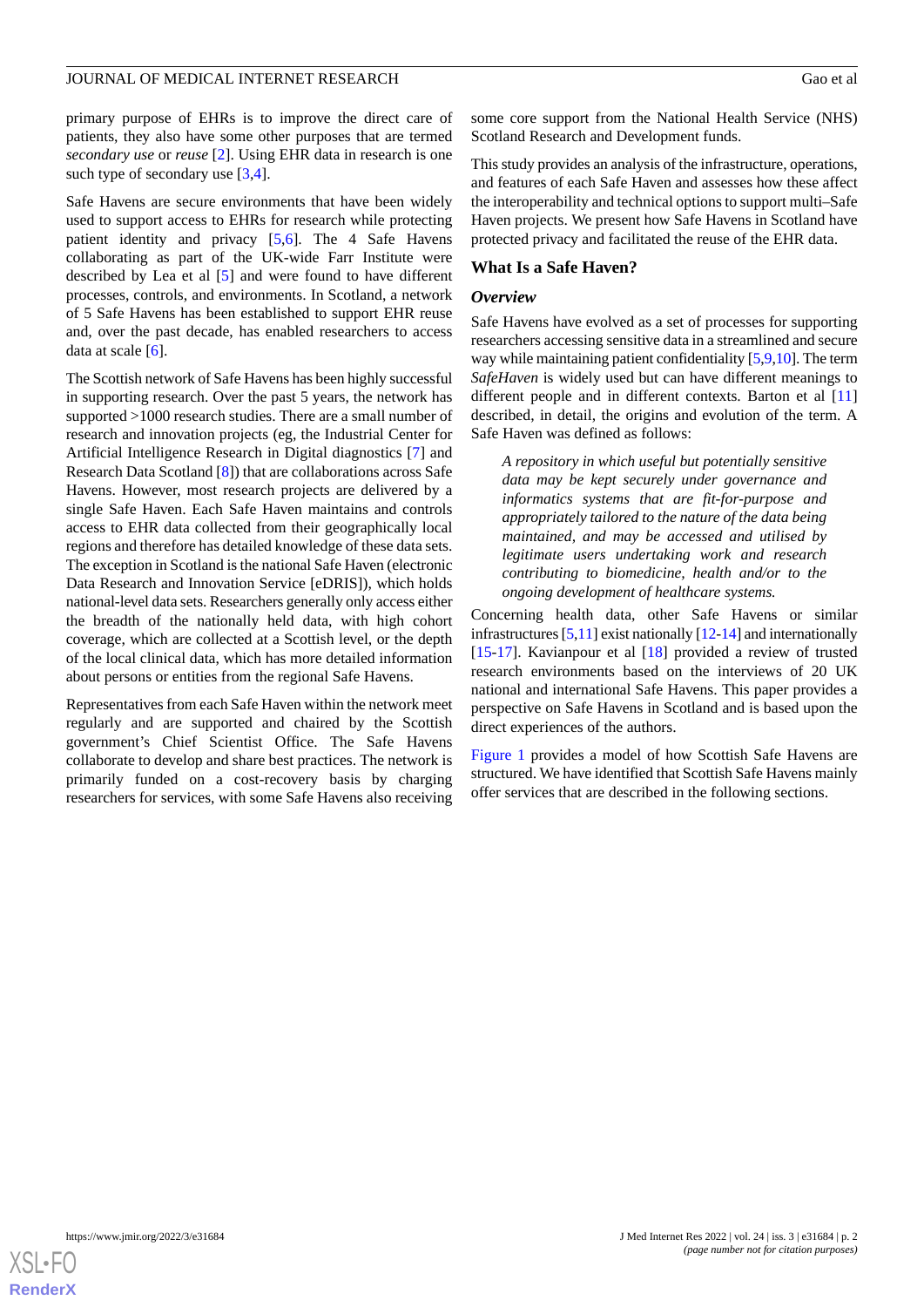primary purpose of EHRs is to improve the direct care of patients, they also have some other purposes that are termed *secondary use* or *reuse* [2]. Using EHR data in research is one such type of secondary use [3,4].

Safe Havens are secure environments that have been widely used to support access to EHRs for research while protecting patient identity and privacy [5,6]. The 4 Safe Havens collaborating as part of the UK-wide Farr Institute were described by Lea et al [5] and were found to have different processes, controls, and environments. In Scotland, a network of 5 Safe Havens has been established to support EHR reuse and, over the past decade, has enabled researchers to access data at scale [6].

The Scottish network of Safe Havens has been highly successful in supporting research. Over the past 5 years, the network has supported >1000 research studies. There are a small number of research and innovation projects (eg, the Industrial Center for Artificial Intelligence Research in Digital diagnostics [7] and Research Data Scotland [8]) that are collaborations across Safe Havens. However, most research projects are delivered by a single Safe Haven. Each Safe Haven maintains and controls access to EHR data collected from their geographically local regions and therefore has detailed knowledge of these data sets. The exception in Scotland is the national Safe Haven (electronic Data Research and Innovation Service [eDRIS]), which holds national-level data sets. Researchers generally only access either the breadth of the nationally held data, with high cohort coverage, which are collected at a Scottish level, or the depth of the local clinical data, which has more detailed information about persons or entities from the regional Safe Havens.

Representatives from each Safe Haven within the network meet regularly and are supported and chaired by the Scottish government's Chief Scientist Office. The Safe Havens collaborate to develop and share best practices. The network is primarily funded on a cost-recovery basis by charging researchers for services, with some Safe Havens also receiving some core support from the National Health Service (NHS) Scotland Research and Development funds.

This study provides an analysis of the infrastructure, operations, and features of each Safe Haven and assesses how these affect the interoperability and technical options to support multi–Safe Haven projects. We present how Safe Havens in Scotland have protected privacy and facilitated the reuse of the EHR data.

## What Is a Safe Haven?

### Overview

Safe Havens have evolved as a set of processes for supporting researchers accessing sensitive data in a streamlined and secure way while maintaining patient confidentiality [5,9,10]. The term *SafeHaven* is widely used but can have different meanings to different people and in different contexts. Barton et al [11] described, in detail, the origins and evolution of the term. A Safe Haven was defined as follows:

> *A repository in which useful but potentially sensitive data may be kept securely under governance and informatics systems that are fit-for-purpose and appropriately tailored to the nature of the data being maintained, and may be accessed and utilised by legitimate users undertaking work and research contributing to biomedicine, health and/or to the ongoing development of healthcare systems.*

Concerning health data, other Safe Havens or similar infrastructures [5,11] exist nationally [12-14] and internationally [15-17]. Kavianpour et al [18] provided a review of trusted research environments based on the interviews of 20 UK national and international Safe Havens. This paper provides a perspective on Safe Havens in Scotland and is based upon the direct experiences of the authors.

Figure 1 provides a model of how Scottish Safe Havens are structured. We have identified that Scottish Safe Havens mainly offer services that are described in the following sections.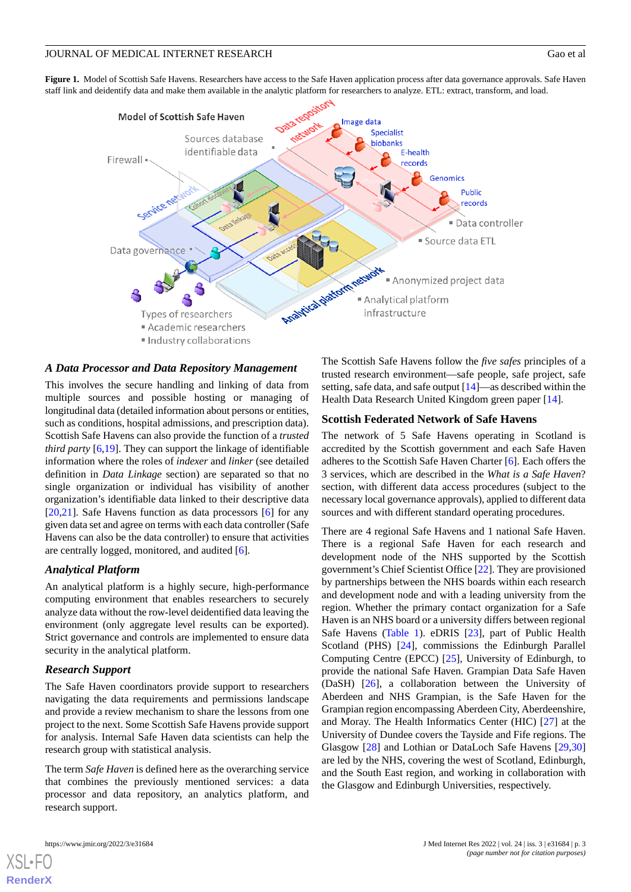**Figure 1.** Model of Scottish Safe Havens. Researchers have access to the Safe Haven application process after data governance approvals. Safe Haven staff link and deidentify data and make them available in the analytic platform for researchers to analyze. ETL: extract, transform, and load.

### A Data Processor and Data Repository Management

This involves the secure handling and linking of data from multiple sources and possible hosting or managing of longitudinal data (detailed information about persons or entities, such as conditions, hospital admissions, and prescription data). Scottish Safe Havens can also provide the function of a *trusted third party* [6,19]. They can support the linkage of identifiable information where the roles of *indexer* and *linker* (see detailed definition in *Data Linkage* section) are separated so that no single organization or individual has visibility of another organization's identifiable data linked to their descriptive data [20,21]. Safe Havens function as data processors [6] for any given data set and agree on terms with each data controller (Safe Havens can also be the data controller) to ensure that activities are centrally logged, monitored, and audited [6].

### Analytical Platform

An analytical platform is a highly secure, high-performance computing environment that enables researchers to securely analyze data without the row-level deidentified data leaving the environment (only aggregate level results can be exported). Strict governance and controls are implemented to ensure data security in the analytical platform.

### Research Support

The Safe Haven coordinators provide support to researchers navigating the data requirements and permissions landscape and provide a review mechanism to share the lessons from one project to the next. Some Scottish Safe Havens provide support for analysis. Internal Safe Haven data scientists can help the research group with statistical analysis.

The term *Safe Haven* is defined here as the overarching service that combines the previously mentioned services: a data processor and data repository, an analytics platform, and research support.

The Scottish Safe Havens follow the *five safes* principles of a trusted research environment—safe people, safe project, safe setting, safe data, and safe output [14]—as described within the Health Data Research United Kingdom green paper [14].

## Scottish Federated Network of Safe Havens

The network of 5 Safe Havens operating in Scotland is accredited by the Scottish government and each Safe Haven adheres to the Scottish Safe Haven Charter [6]. Each offers the 3 services, which are described in the *What is a Safe Haven*? section, with different data access procedures (subject to the necessary local governance approvals), applied to different data sources and with different standard operating procedures.

There are 4 regional Safe Havens and 1 national Safe Haven. There is a regional Safe Haven for each research and development node of the NHS supported by the Scottish government's Chief Scientist Office [22]. They are provisioned by partnerships between the NHS boards within each research and development node and with a leading university from the region. Whether the primary contact organization for a Safe Haven is an NHS board or a university differs between regional Safe Havens (Table 1). eDRIS [23], part of Public Health Scotland (PHS) [24], commissions the Edinburgh Parallel Computing Centre (EPCC) [25], University of Edinburgh, to provide the national Safe Haven. Grampian Data Safe Haven (DaSH) [26], a collaboration between the University of Aberdeen and NHS Grampian, is the Safe Haven for the Grampian region encompassing Aberdeen City, Aberdeenshire, and Moray. The Health Informatics Center (HIC) [27] at the University of Dundee covers the Tayside and Fife regions. The Glasgow [28] and Lothian or DataLoch Safe Havens [29,30] are led by the NHS, covering the west of Scotland, Edinburgh, and the South East region, and working in collaboration with the Glasgow and Edinburgh Universities, respectively.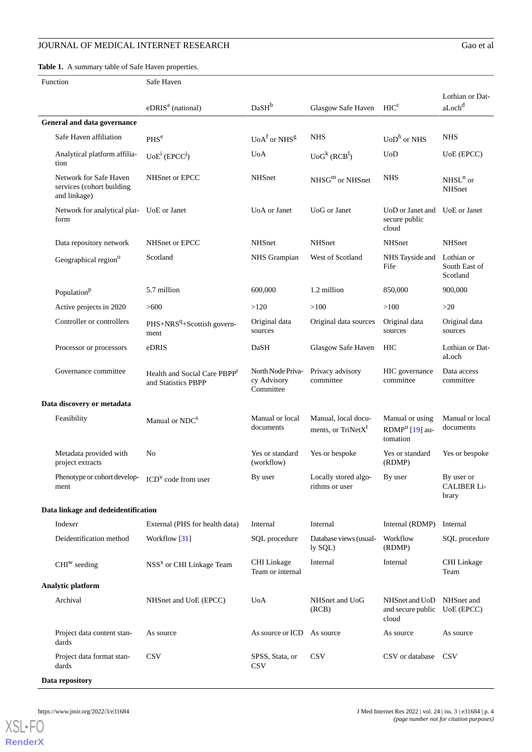**Table 1.** A summary table of Safe Haven properties.

| Function | Safe Haven | | | | |
|---|---|---|---|---|---|
| | eDRIS[a] (national) | DaSH[b] | Glasgow Safe Haven | HIC[c] | Lothian or DataLoch[d] |
| **General and data governance** | | | | | |
| Safe Haven affiliation | PHS[e] | UoA[f] or NHS[g] | NHS | UoD[h] or NHS | NHS |
| Analytical platform affiliation | UoE[i] (EPCC[j]) | UoA | UoG[k] (RCB[l]) | UoD | UoE (EPCC) |
| Network for Safe Haven services (cohort building and linkage) | NHSnet or EPCC | NHSnet | NHSGG[m] or NHSnet | NHS | NHSL[n] or NHSnet |
| Network for analytical platform | UoE or Janet | UoA or Janet | UoG or Janet | UoD or Janet and secure public cloud | UoE or Janet |
| Data repository network | NHSnet or EPCC | NHSnet | NHSnet | NHSnet | NHSnet |
| Geographical region[o] | Scotland | NHS Grampian | West of Scotland | NHS Tayside and Fife | Lothian or South East of Scotland |
| Population[p] | 5.7 million | 600,000 | 1.2 million | 850,000 | 900,000 |
| Active projects in 2020 | >600 | >120 | >100 | >100 | >20 |
| Controller or controllers | PHS+NRS[q]+Scottish government | Original data sources | Original data sources | Original data sources | Original data sources |
| Processor or processors | eDRIS | DaSH | Glasgow Safe Haven | HIC | Lothian or DataLoch |
| Governance committee | Health and Social Care PBPP[r] and Statistics PBPP | North Node Privacy Advisory Committee | Privacy advisory committee | HIC governance committee | Data access committee |
| **Data discovery or metadata** | | | | | |
| Feasibility | Manual or NDC[s] | Manual or local documents | Manual, local documents, or TriNetX[t] | Manual or using RDMP[u] [19] automation | Manual or local documents |
| Metadata provided with project extracts | No | Yes or standard (workflow) | Yes or bespoke | Yes or standard (RDMP) | Yes or bespoke |
| Phenotype or cohort development | ICD[v] code from user | By user | Locally stored algorithms or user | By user | By user or CALIBER Library |
| **Data linkage and dedeidentification** | | | | | |
| Indexer | External (PHS for health data) | Internal | Internal | Internal (RDMP) | Internal |
| Deidentification method | Workflow [31] | SQL procedure | Database views (usually SQL) | Workflow (RDMP) | SQL procedure |
| CHI[w] seeding | NSS[x] or CHI Linkage Team | CHI Linkage Team or internal | Internal | Internal | CHI Linkage Team |
| **Analytic platform** | | | | | |
| Archival | NHSnet and UoE (EPCC) | UoA | NHSnet and UoG (RCB) | NHSnet and UoD and secure public cloud | NHSnet and UoE (EPCC) |
| Project data content standards | As source | As source or ICD | As source | As source | As source |
| Project data format standards | CSV | SPSS, Stata, or CSV | CSV | CSV or database | CSV |
| **Data repository** | | | | | |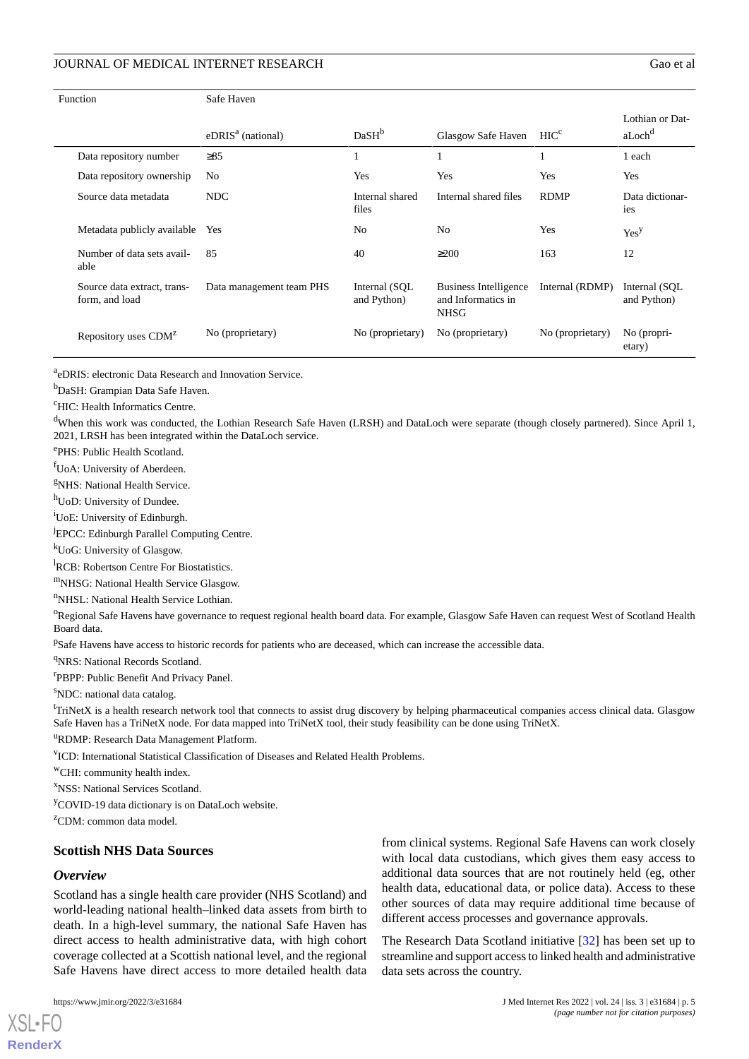| Function | Safe Haven | | | | |
|---|---|---|---|---|---|
| | eDRIS[a] (national) | DaSH[b] | Glasgow Safe Haven | HIC[c] | Lothian or DataLoch[d] |
| Data repository number | ≥85 | 1 | 1 | 1 | 1 each |
| Data repository ownership | No | Yes | Yes | Yes | Yes |
| Source data metadata | NDC | Internal shared files | Internal shared files | RDMP | Data dictionaries |
| Metadata publicly available | Yes | No | No | Yes | Yes[y] |
| Number of data sets available | 85 | 40 | ≥200 | 163 | 12 |
| Source data extract, transform, and load | Data management team PHS | Internal (SQL and Python) | Business Intelligence and Informatics in NHSG | Internal (RDMP) | Internal (SQL and Python) |
| Repository uses CDM[z] | No (proprietary) | No (proprietary) | No (proprietary) | No (proprietary) | No (proprietary) |

[a]eDRIS: electronic Data Research and Innovation Service.

[b]DaSH: Grampian Data Safe Haven.

[c]HIC: Health Informatics Centre.

[d]When this work was conducted, the Lothian Research Safe Haven (LRSH) and DataLoch were separate (though closely partnered). Since April 1, 2021, LRSH has been integrated within the DataLoch service.

[e]PHS: Public Health Scotland.

[f]UoA: University of Aberdeen.

[g]NHS: National Health Service.

[h]UoD: University of Dundee.

[i]UoE: University of Edinburgh.

[j]EPCC: Edinburgh Parallel Computing Centre.

[k]UoG: University of Glasgow.

[l]RCB: Robertson Centre For Biostatistics.

[m]NHSG: National Health Service Glasgow.

[n]NHSL: National Health Service Lothian.

[o]Regional Safe Havens have governance to request regional health board data. For example, Glasgow Safe Haven can request West of Scotland Health Board data.

[p]Safe Havens have access to historic records for patients who are deceased, which can increase the accessible data.

[q]NRS: National Records Scotland.

[r]PBPP: Public Benefit And Privacy Panel.

[s]NDC: national data catalog.

[t]TriNetX is a health research network tool that connects to assist drug discovery by helping pharmaceutical companies access clinical data. Glasgow Safe Haven has a TriNetX node. For data mapped into TriNetX tool, their study feasibility can be done using TriNetX.

[u]RDMP: Research Data Management Platform.

[v]ICD: International Statistical Classification of Diseases and Related Health Problems.

[w]CHI: community health index.

[x]NSS: National Services Scotland.

[y]COVID-19 data dictionary is on DataLoch website.

[z]CDM: common data model.

## Scottish NHS Data Sources

### *Overview*

Scotland has a single health care provider (NHS Scotland) and world-leading national health–linked data assets from birth to death. In a high-level summary, the national Safe Haven has direct access to health administrative data, with high cohort coverage collected at a Scottish national level, and the regional Safe Havens have direct access to more detailed health data from clinical systems. Regional Safe Havens can work closely with local data custodians, which gives them easy access to additional data sources that are not routinely held (eg, other health data, educational data, or police data). Access to these other sources of data may require additional time because of different access processes and governance approvals.

The Research Data Scotland initiative [32] has been set up to streamline and support access to linked health and administrative data sets across the country.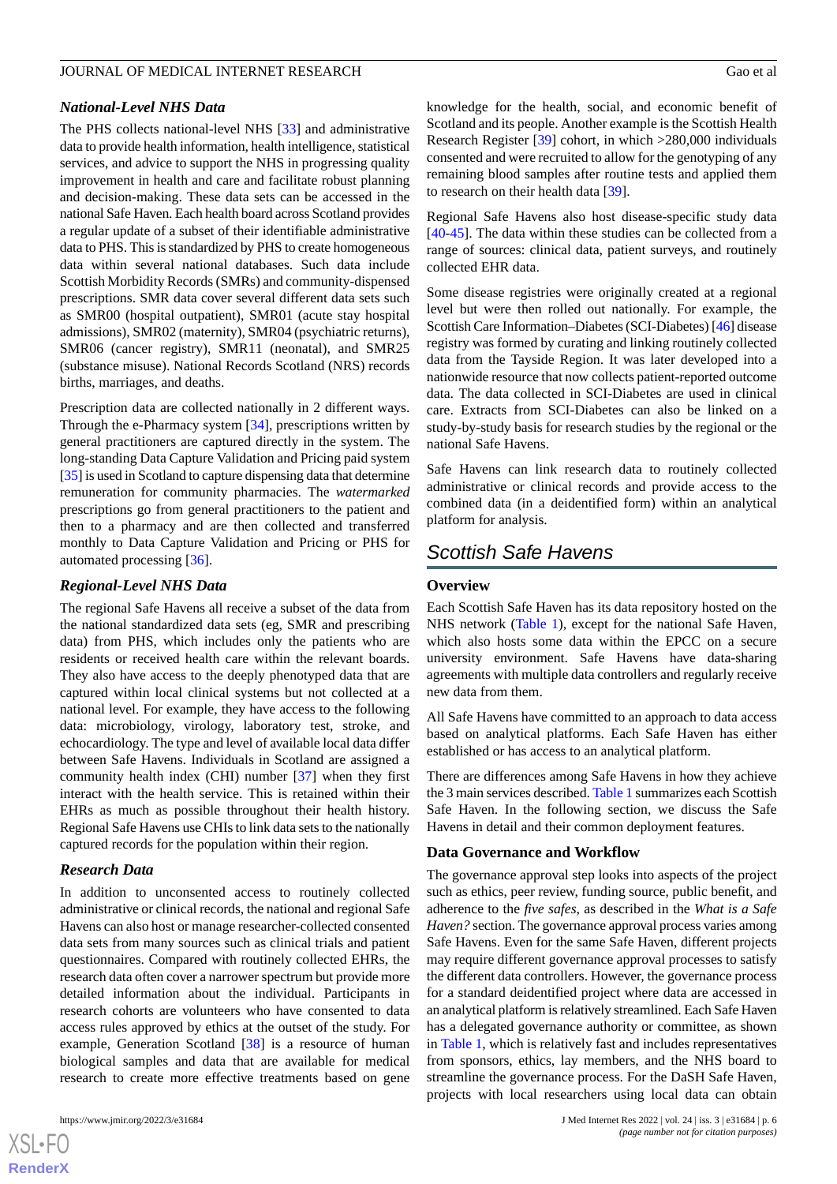### National-Level NHS Data

The PHS collects national-level NHS [33] and administrative data to provide health information, health intelligence, statistical services, and advice to support the NHS in progressing quality improvement in health and care and facilitate robust planning and decision-making. These data sets can be accessed in the national Safe Haven. Each health board across Scotland provides a regular update of a subset of their identifiable administrative data to PHS. This is standardized by PHS to create homogeneous data within several national databases. Such data include Scottish Morbidity Records (SMRs) and community-dispensed prescriptions. SMR data cover several different data sets such as SMR00 (hospital outpatient), SMR01 (acute stay hospital admissions), SMR02 (maternity), SMR04 (psychiatric returns), SMR06 (cancer registry), SMR11 (neonatal), and SMR25 (substance misuse). National Records Scotland (NRS) records births, marriages, and deaths.

Prescription data are collected nationally in 2 different ways. Through the e-Pharmacy system [34], prescriptions written by general practitioners are captured directly in the system. The long-standing Data Capture Validation and Pricing paid system [35] is used in Scotland to capture dispensing data that determine remuneration for community pharmacies. The *watermarked* prescriptions go from general practitioners to the patient and then to a pharmacy and are then collected and transferred monthly to Data Capture Validation and Pricing or PHS for automated processing [36].

### Regional-Level NHS Data

The regional Safe Havens all receive a subset of the data from the national standardized data sets (eg, SMR and prescribing data) from PHS, which includes only the patients who are residents or received health care within the relevant boards. They also have access to the deeply phenotyped data that are captured within local clinical systems but not collected at a national level. For example, they have access to the following data: microbiology, virology, laboratory test, stroke, and echocardiology. The type and level of available local data differ between Safe Havens. Individuals in Scotland are assigned a community health index (CHI) number [37] when they first interact with the health service. This is retained within their EHRs as much as possible throughout their health history. Regional Safe Havens use CHIs to link data sets to the nationally captured records for the population within their region.

### Research Data

In addition to unconsented access to routinely collected administrative or clinical records, the national and regional Safe Havens can also host or manage researcher-collected consented data sets from many sources such as clinical trials and patient questionnaires. Compared with routinely collected EHRs, the research data often cover a narrower spectrum but provide more detailed information about the individual. Participants in research cohorts are volunteers who have consented to data access rules approved by ethics at the outset of the study. For example, Generation Scotland [38] is a resource of human biological samples and data that are available for medical research to create more effective treatments based on gene knowledge for the health, social, and economic benefit of Scotland and its people. Another example is the Scottish Health Research Register [39] cohort, in which >280,000 individuals consented and were recruited to allow for the genotyping of any remaining blood samples after routine tests and applied them to research on their health data [39].

Regional Safe Havens also host disease-specific study data [40-45]. The data within these studies can be collected from a range of sources: clinical data, patient surveys, and routinely collected EHR data.

Some disease registries were originally created at a regional level but were then rolled out nationally. For example, the Scottish Care Information–Diabetes (SCI-Diabetes) [46] disease registry was formed by curating and linking routinely collected data from the Tayside Region. It was later developed into a nationwide resource that now collects patient-reported outcome data. The data collected in SCI-Diabetes are used in clinical care. Extracts from SCI-Diabetes can also be linked on a study-by-study basis for research studies by the regional or the national Safe Havens.

Safe Havens can link research data to routinely collected administrative or clinical records and provide access to the combined data (in a deidentified form) within an analytical platform for analysis.

## Scottish Safe Havens

### Overview

Each Scottish Safe Haven has its data repository hosted on the NHS network (Table 1), except for the national Safe Haven, which also hosts some data within the EPCC on a secure university environment. Safe Havens have data-sharing agreements with multiple data controllers and regularly receive new data from them.

All Safe Havens have committed to an approach to data access based on analytical platforms. Each Safe Haven has either established or has access to an analytical platform.

There are differences among Safe Havens in how they achieve the 3 main services described. Table 1 summarizes each Scottish Safe Haven. In the following section, we discuss the Safe Havens in detail and their common deployment features.

### Data Governance and Workflow

The governance approval step looks into aspects of the project such as ethics, peer review, funding source, public benefit, and adherence to the *five safes*, as described in the *What is a Safe Haven?* section. The governance approval process varies among Safe Havens. Even for the same Safe Haven, different projects may require different governance approval processes to satisfy the different data controllers. However, the governance process for a standard deidentified project where data are accessed in an analytical platform is relatively streamlined. Each Safe Haven has a delegated governance authority or committee, as shown in Table 1, which is relatively fast and includes representatives from sponsors, ethics, lay members, and the NHS board to streamline the governance process. For the DaSH Safe Haven, projects with local researchers using local data can obtain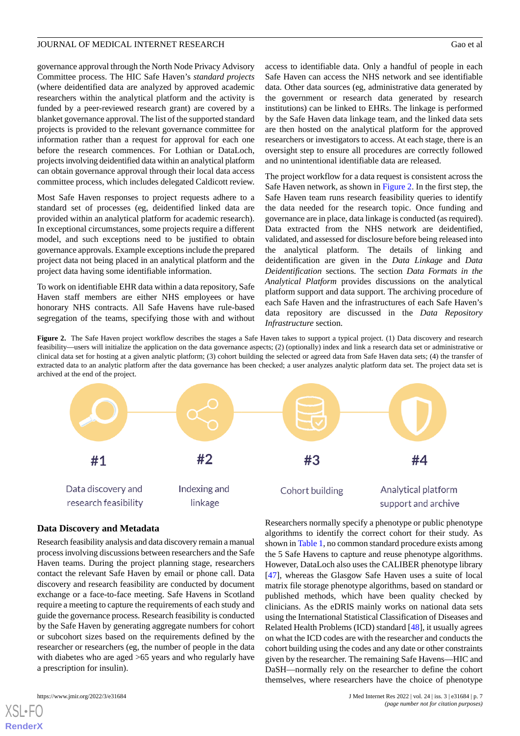governance approval through the North Node Privacy Advisory Committee process. The HIC Safe Haven's *standard projects* (where deidentified data are analyzed by approved academic researchers within the analytical platform and the activity is funded by a peer-reviewed research grant) are covered by a blanket governance approval. The list of the supported standard projects is provided to the relevant governance committee for information rather than a request for approval for each one before the research commences. For Lothian or DataLoch, projects involving deidentified data within an analytical platform can obtain governance approval through their local data access committee process, which includes delegated Caldicott review.

Most Safe Haven responses to project requests adhere to a standard set of processes (eg, deidentified linked data are provided within an analytical platform for academic research). In exceptional circumstances, some projects require a different model, and such exceptions need to be justified to obtain governance approvals. Example exceptions include the prepared project data not being placed in an analytical platform and the project data having some identifiable information.

To work on identifiable EHR data within a data repository, Safe Haven staff members are either NHS employees or have honorary NHS contracts. All Safe Havens have rule-based segregation of the teams, specifying those with and without access to identifiable data. Only a handful of people in each Safe Haven can access the NHS network and see identifiable data. Other data sources (eg, administrative data generated by the government or research data generated by research institutions) can be linked to EHRs. The linkage is performed by the Safe Haven data linkage team, and the linked data sets are then hosted on the analytical platform for the approved researchers or investigators to access. At each stage, there is an oversight step to ensure all procedures are correctly followed and no unintentional identifiable data are released.

The project workflow for a data request is consistent across the Safe Haven network, as shown in Figure 2. In the first step, the Safe Haven team runs research feasibility queries to identify the data needed for the research topic. Once funding and governance are in place, data linkage is conducted (as required). Data extracted from the NHS network are deidentified, validated, and assessed for disclosure before being released into the analytical platform. The details of linking and deidentification are given in the *Data Linkage* and *Data Deidentification* sections. The section *Data Formats in the Analytical Platform* provides discussions on the analytical platform support and data support. The archiving procedure of each Safe Haven and the infrastructures of each Safe Haven's data repository are discussed in the *Data Repository Infrastructure* section.

**Figure 2.** The Safe Haven project workflow describes the stages a Safe Haven takes to support a typical project. (1) Data discovery and research feasibility—users will initialize the application on the data governance aspects; (2) (optionally) index and link a research data set or administrative or clinical data set for hosting at a given analytic platform; (3) cohort building the selected or agreed data from Safe Haven data sets; (4) the transfer of extracted data to an analytic platform after the data governance has been checked; a user analyzes analytic platform data set. The project data set is archived at the end of the project.

#1 Data discovery and research feasibility

#2 Indexing and linkage

#3 Cohort building

#4 Analytical platform support and archive

## Data Discovery and Metadata

Research feasibility analysis and data discovery remain a manual process involving discussions between researchers and the Safe Haven teams. During the project planning stage, researchers contact the relevant Safe Haven by email or phone call. Data discovery and research feasibility are conducted by document exchange or a face-to-face meeting. Safe Havens in Scotland require a meeting to capture the requirements of each study and guide the governance process. Research feasibility is conducted by the Safe Haven by generating aggregate numbers for cohort or subcohort sizes based on the requirements defined by the researcher or researchers (eg, the number of people in the data with diabetes who are aged >65 years and who regularly have a prescription for insulin).

Researchers normally specify a phenotype or public phenotype algorithms to identify the correct cohort for their study. As shown in Table 1, no common standard procedure exists among the 5 Safe Havens to capture and reuse phenotype algorithms. However, DataLoch also uses the CALIBER phenotype library [47], whereas the Glasgow Safe Haven uses a suite of local matrix file storage phenotype algorithms, based on standard or published methods, which have been quality checked by clinicians. As the eDRIS mainly works on national data sets using the International Statistical Classification of Diseases and Related Health Problems (ICD) standard [48], it usually agrees on what the ICD codes are with the researcher and conducts the cohort building using the codes and any date or other constraints given by the researcher. The remaining Safe Havens—HIC and DaSH—normally rely on the researcher to define the cohort themselves, where researchers have the choice of phenotype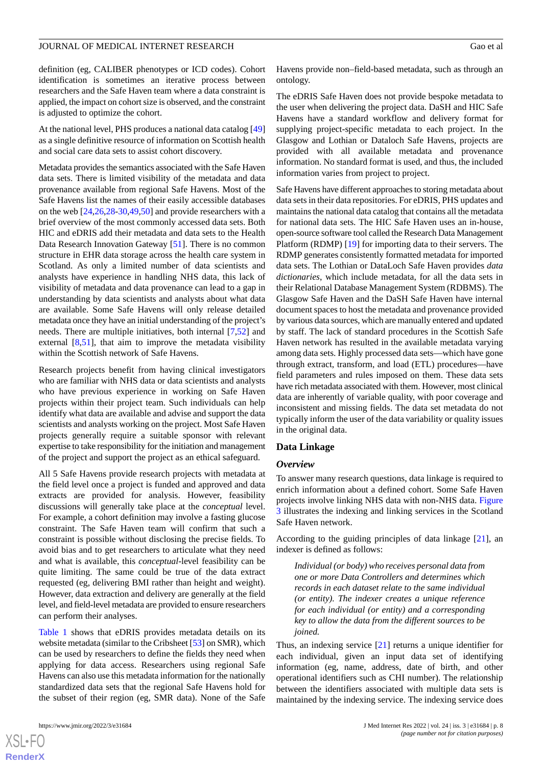definition (eg, CALIBER phenotypes or ICD codes). Cohort identification is sometimes an iterative process between researchers and the Safe Haven team where a data constraint is applied, the impact on cohort size is observed, and the constraint is adjusted to optimize the cohort.

At the national level, PHS produces a national data catalog [49] as a single definitive resource of information on Scottish health and social care data sets to assist cohort discovery.

Metadata provides the semantics associated with the Safe Haven data sets. There is limited visibility of the metadata and data provenance available from regional Safe Havens. Most of the Safe Havens list the names of their easily accessible databases on the web [24,26,28-30,49,50] and provide researchers with a brief overview of the most commonly accessed data sets. Both HIC and eDRIS add their metadata and data sets to the Health Data Research Innovation Gateway [51]. There is no common structure in EHR data storage across the health care system in Scotland. As only a limited number of data scientists and analysts have experience in handling NHS data, this lack of visibility of metadata and data provenance can lead to a gap in understanding by data scientists and analysts about what data are available. Some Safe Havens will only release detailed metadata once they have an initial understanding of the project's needs. There are multiple initiatives, both internal [7,52] and external [8,51], that aim to improve the metadata visibility within the Scottish network of Safe Havens.

Research projects benefit from having clinical investigators who are familiar with NHS data or data scientists and analysts who have previous experience in working on Safe Haven projects within their project team. Such individuals can help identify what data are available and advise and support the data scientists and analysts working on the project. Most Safe Haven projects generally require a suitable sponsor with relevant expertise to take responsibility for the initiation and management of the project and support the project as an ethical safeguard.

All 5 Safe Havens provide research projects with metadata at the field level once a project is funded and approved and data extracts are provided for analysis. However, feasibility discussions will generally take place at the *conceptual* level. For example, a cohort definition may involve a fasting glucose constraint. The Safe Haven team will confirm that such a constraint is possible without disclosing the precise fields. To avoid bias and to get researchers to articulate what they need and what is available, this *conceptual*-level feasibility can be quite limiting. The same could be true of the data extract requested (eg, delivering BMI rather than height and weight). However, data extraction and delivery are generally at the field level, and field-level metadata are provided to ensure researchers can perform their analyses.

Table 1 shows that eDRIS provides metadata details on its website metadata (similar to the Cribsheet [53] on SMR), which can be used by researchers to define the fields they need when applying for data access. Researchers using regional Safe Havens can also use this metadata information for the nationally standardized data sets that the regional Safe Havens hold for the subset of their region (eg, SMR data). None of the Safe Havens provide non–field-based metadata, such as through an ontology.

The eDRIS Safe Haven does not provide bespoke metadata to the user when delivering the project data. DaSH and HIC Safe Havens have a standard workflow and delivery format for supplying project-specific metadata to each project. In the Glasgow and Lothian or Dataloch Safe Havens, projects are provided with all available metadata and provenance information. No standard format is used, and thus, the included information varies from project to project.

Safe Havens have different approaches to storing metadata about data sets in their data repositories. For eDRIS, PHS updates and maintains the national data catalog that contains all the metadata for national data sets. The HIC Safe Haven uses an in-house, open-source software tool called the Research Data Management Platform (RDMP) [19] for importing data to their servers. The RDMP generates consistently formatted metadata for imported data sets. The Lothian or DataLoch Safe Haven provides *data dictionaries*, which include metadata, for all the data sets in their Relational Database Management System (RDBMS). The Glasgow Safe Haven and the DaSH Safe Haven have internal document spaces to host the metadata and provenance provided by various data sources, which are manually entered and updated by staff. The lack of standard procedures in the Scottish Safe Haven network has resulted in the available metadata varying among data sets. Highly processed data sets—which have gone through extract, transform, and load (ETL) procedures—have field parameters and rules imposed on them. These data sets have rich metadata associated with them. However, most clinical data are inherently of variable quality, with poor coverage and inconsistent and missing fields. The data set metadata do not typically inform the user of the data variability or quality issues in the original data.

## Data Linkage

### Overview

To answer many research questions, data linkage is required to enrich information about a defined cohort. Some Safe Haven projects involve linking NHS data with non-NHS data. Figure 3 illustrates the indexing and linking services in the Scotland Safe Haven network.

According to the guiding principles of data linkage [21], an indexer is defined as follows:

> *Individual (or body) who receives personal data from one or more Data Controllers and determines which records in each dataset relate to the same individual (or entity). The indexer creates a unique reference for each individual (or entity) and a corresponding key to allow the data from the different sources to be joined.*

Thus, an indexing service [21] returns a unique identifier for each individual, given an input data set of identifying information (eg, name, address, date of birth, and other operational identifiers such as CHI number). The relationship between the identifiers associated with multiple data sets is maintained by the indexing service. The indexing service does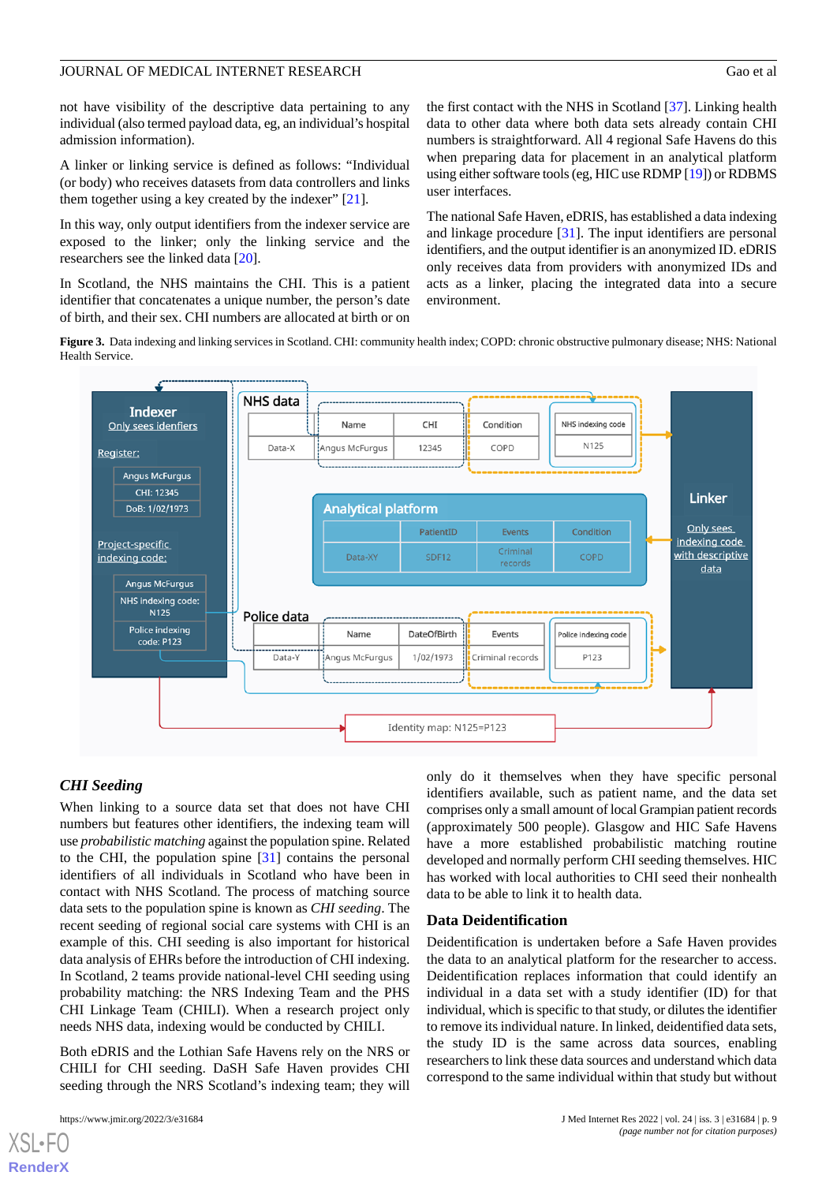not have visibility of the descriptive data pertaining to any individual (also termed payload data, eg, an individual's hospital admission information).

A linker or linking service is defined as follows: "Individual (or body) who receives datasets from data controllers and links them together using a key created by the indexer" [21].

In this way, only output identifiers from the indexer service are exposed to the linker; only the linking service and the researchers see the linked data [20].

In Scotland, the NHS maintains the CHI. This is a patient identifier that concatenates a unique number, the person's date of birth, and their sex. CHI numbers are allocated at birth or on the first contact with the NHS in Scotland [37]. Linking health data to other data where both data sets already contain CHI numbers is straightforward. All 4 regional Safe Havens do this when preparing data for placement in an analytical platform using either software tools (eg, HIC use RDMP [19]) or RDBMS user interfaces.

The national Safe Haven, eDRIS, has established a data indexing and linkage procedure [31]. The input identifiers are personal identifiers, and the output identifier is an anonymized ID. eDRIS only receives data from providers with anonymized IDs and acts as a linker, placing the integrated data into a secure environment.

**Figure 3.** Data indexing and linking services in Scotland. CHI: community health index; COPD: chronic obstructive pulmonary disease; NHS: National Health Service.

### *CHI Seeding*

When linking to a source data set that does not have CHI numbers but features other identifiers, the linking team will use *probabilistic matching* against the population spine. Related to the CHI, the population spine [31] contains the personal identifiers of all individuals in Scotland who have been in contact with NHS Scotland. The process of matching source data sets to the population spine is known as *CHI seeding*. The recent seeding of regional social care systems with CHI is an example of this. CHI seeding is also important for historical data analysis of EHRs before the introduction of CHI indexing. In Scotland, 2 teams provide national-level CHI seeding using probability matching: the NRS Indexing Team and the PHS CHI Linkage Team (CHILI). When a research project only needs NHS data, indexing would be conducted by CHILI.

Both eDRIS and the Lothian Safe Havens rely on the NRS or CHILI for CHI seeding. DaSH Safe Haven provides CHI seeding through the NRS Scotland's indexing team; they will only do it themselves when they have specific personal identifiers available, such as patient name, and the data set comprises only a small amount of local Grampian patient records (approximately 500 people). Glasgow and HIC Safe Havens have a more established probabilistic matching routine developed and normally perform CHI seeding themselves. HIC has worked with local authorities to CHI seed their nonhealth data to be able to link it to health data.

## Data Deidentification

Deidentification is undertaken before a Safe Haven provides the data to an analytical platform for the researcher to access. Deidentification replaces information that could identify an individual in a data set with a study identifier (ID) for that individual, which is specific to that study, or dilutes the identifier to remove its individual nature. In linked, deidentified data sets, the study ID is the same across data sources, enabling researchers to link these data sources and understand which data correspond to the same individual within that study but without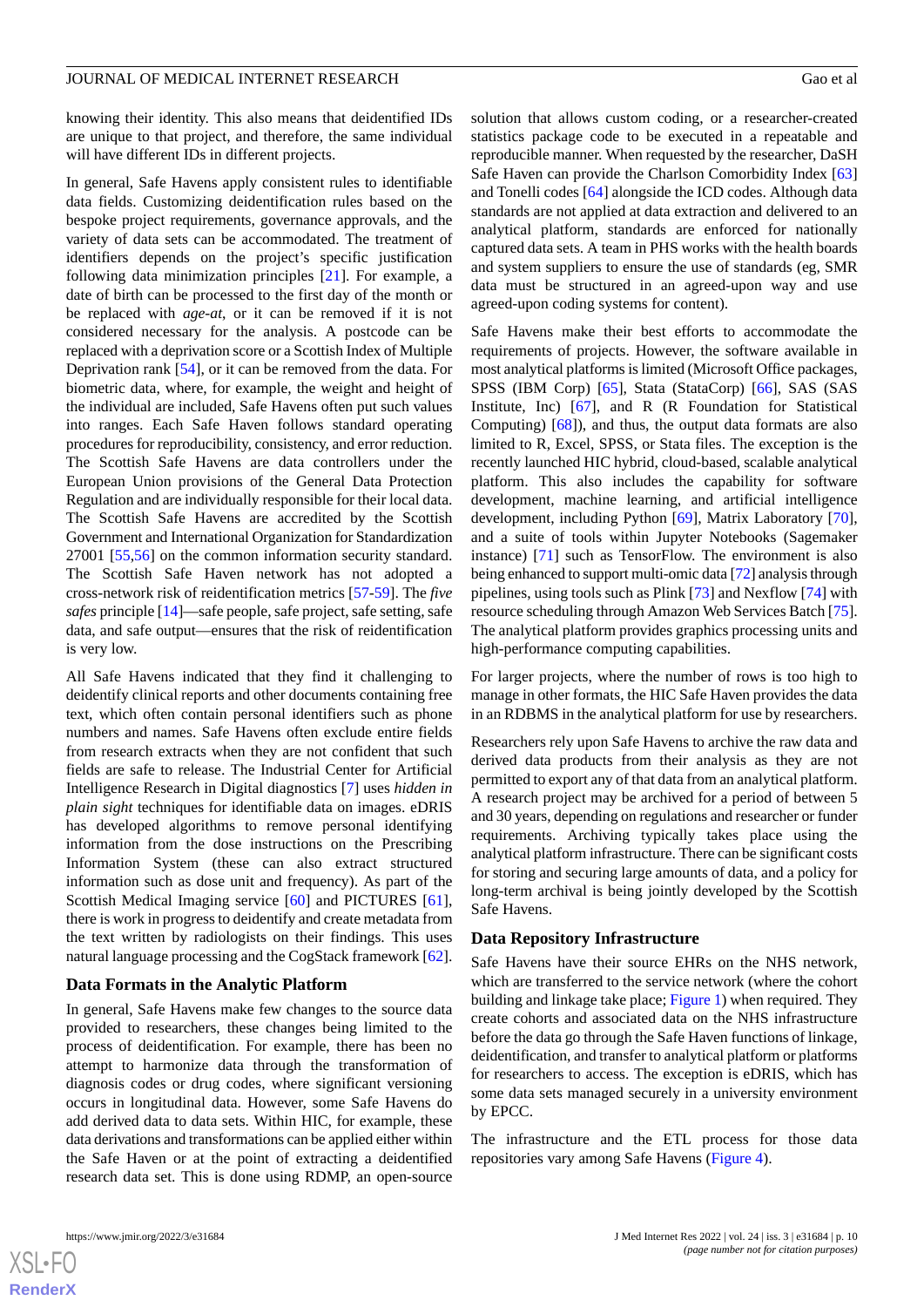knowing their identity. This also means that deidentified IDs are unique to that project, and therefore, the same individual will have different IDs in different projects.

In general, Safe Havens apply consistent rules to identifiable data fields. Customizing deidentification rules based on the bespoke project requirements, governance approvals, and the variety of data sets can be accommodated. The treatment of identifiers depends on the project's specific justification following data minimization principles [21]. For example, a date of birth can be processed to the first day of the month or be replaced with *age-at*, or it can be removed if it is not considered necessary for the analysis. A postcode can be replaced with a deprivation score or a Scottish Index of Multiple Deprivation rank [54], or it can be removed from the data. For biometric data, where, for example, the weight and height of the individual are included, Safe Havens often put such values into ranges. Each Safe Haven follows standard operating procedures for reproducibility, consistency, and error reduction. The Scottish Safe Havens are data controllers under the European Union provisions of the General Data Protection Regulation and are individually responsible for their local data. The Scottish Safe Havens are accredited by the Scottish Government and International Organization for Standardization 27001 [55,56] on the common information security standard. The Scottish Safe Haven network has not adopted a cross-network risk of reidentification metrics [57-59]. The *five safes* principle [14]—safe people, safe project, safe setting, safe data, and safe output—ensures that the risk of reidentification is very low.

All Safe Havens indicated that they find it challenging to deidentify clinical reports and other documents containing free text, which often contain personal identifiers such as phone numbers and names. Safe Havens often exclude entire fields from research extracts when they are not confident that such fields are safe to release. The Industrial Center for Artificial Intelligence Research in Digital diagnostics [7] uses *hidden in plain sight* techniques for identifiable data on images. eDRIS has developed algorithms to remove personal identifying information from the dose instructions on the Prescribing Information System (these can also extract structured information such as dose unit and frequency). As part of the Scottish Medical Imaging service [60] and PICTURES [61], there is work in progress to deidentify and create metadata from the text written by radiologists on their findings. This uses natural language processing and the CogStack framework [62].

### Data Formats in the Analytic Platform

In general, Safe Havens make few changes to the source data provided to researchers, these changes being limited to the process of deidentification. For example, there has been no attempt to harmonize data through the transformation of diagnosis codes or drug codes, where significant versioning occurs in longitudinal data. However, some Safe Havens do add derived data to data sets. Within HIC, for example, these data derivations and transformations can be applied either within the Safe Haven or at the point of extracting a deidentified research data set. This is done using RDMP, an open-source solution that allows custom coding, or a researcher-created statistics package code to be executed in a repeatable and reproducible manner. When requested by the researcher, DaSH Safe Haven can provide the Charlson Comorbidity Index [63] and Tonelli codes [64] alongside the ICD codes. Although data standards are not applied at data extraction and delivered to an analytical platform, standards are enforced for nationally captured data sets. A team in PHS works with the health boards and system suppliers to ensure the use of standards (eg, SMR data must be structured in an agreed-upon way and use agreed-upon coding systems for content).

Safe Havens make their best efforts to accommodate the requirements of projects. However, the software available in most analytical platforms is limited (Microsoft Office packages, SPSS (IBM Corp) [65], Stata (StataCorp) [66], SAS (SAS Institute, Inc) [67], and R (R Foundation for Statistical Computing) [68]), and thus, the output data formats are also limited to R, Excel, SPSS, or Stata files. The exception is the recently launched HIC hybrid, cloud-based, scalable analytical platform. This also includes the capability for software development, machine learning, and artificial intelligence development, including Python [69], Matrix Laboratory [70], and a suite of tools within Jupyter Notebooks (Sagemaker instance) [71] such as TensorFlow. The environment is also being enhanced to support multi-omic data [72] analysis through pipelines, using tools such as Plink [73] and Nexflow [74] with resource scheduling through Amazon Web Services Batch [75]. The analytical platform provides graphics processing units and high-performance computing capabilities.

For larger projects, where the number of rows is too high to manage in other formats, the HIC Safe Haven provides the data in an RDBMS in the analytical platform for use by researchers.

Researchers rely upon Safe Havens to archive the raw data and derived data products from their analysis as they are not permitted to export any of that data from an analytical platform. A research project may be archived for a period of between 5 and 30 years, depending on regulations and researcher or funder requirements. Archiving typically takes place using the analytical platform infrastructure. There can be significant costs for storing and securing large amounts of data, and a policy for long-term archival is being jointly developed by the Scottish Safe Havens.

### Data Repository Infrastructure

Safe Havens have their source EHRs on the NHS network, which are transferred to the service network (where the cohort building and linkage take place; Figure 1) when required. They create cohorts and associated data on the NHS infrastructure before the data go through the Safe Haven functions of linkage, deidentification, and transfer to analytical platform or platforms for researchers to access. The exception is eDRIS, which has some data sets managed securely in a university environment by EPCC.

The infrastructure and the ETL process for those data repositories vary among Safe Havens (Figure 4).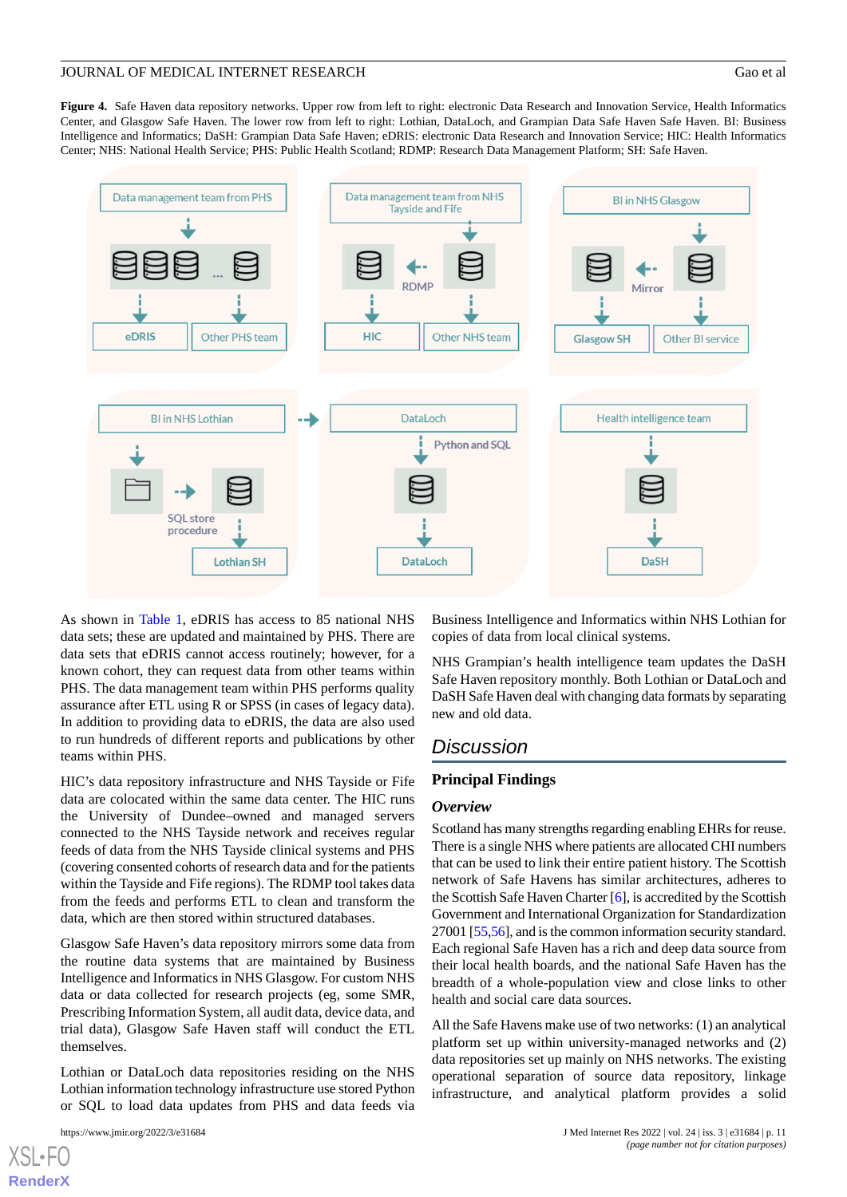**Figure 4.** Safe Haven data repository networks. Upper row from left to right: electronic Data Research and Innovation Service, Health Informatics Center, and Glasgow Safe Haven. The lower row from left to right: Lothian, DataLoch, and Grampian Data Safe Haven Safe Haven. BI: Business Intelligence and Informatics; DaSH: Grampian Data Safe Haven; eDRIS: electronic Data Research and Innovation Service; HIC: Health Informatics Center; NHS: National Health Service; PHS: Public Health Scotland; RDMP: Research Data Management Platform; SH: Safe Haven.

As shown in Table 1, eDRIS has access to 85 national NHS data sets; these are updated and maintained by PHS. There are data sets that eDRIS cannot access routinely; however, for a known cohort, they can request data from other teams within PHS. The data management team within PHS performs quality assurance after ETL using R or SPSS (in cases of legacy data). In addition to providing data to eDRIS, the data are also used to run hundreds of different reports and publications by other teams within PHS.

HIC's data repository infrastructure and NHS Tayside or Fife data are colocated within the same data center. The HIC runs the University of Dundee–owned and managed servers connected to the NHS Tayside network and receives regular feeds of data from the NHS Tayside clinical systems and PHS (covering consented cohorts of research data and for the patients within the Tayside and Fife regions). The RDMP tool takes data from the feeds and performs ETL to clean and transform the data, which are then stored within structured databases.

Glasgow Safe Haven's data repository mirrors some data from the routine data systems that are maintained by Business Intelligence and Informatics in NHS Glasgow. For custom NHS data or data collected for research projects (eg, some SMR, Prescribing Information System, all audit data, device data, and trial data), Glasgow Safe Haven staff will conduct the ETL themselves.

Lothian or DataLoch data repositories residing on the NHS Lothian information technology infrastructure use stored Python or SQL to load data updates from PHS and data feeds via Business Intelligence and Informatics within NHS Lothian for copies of data from local clinical systems.

NHS Grampian's health intelligence team updates the DaSH Safe Haven repository monthly. Both Lothian or DataLoch and DaSH Safe Haven deal with changing data formats by separating new and old data.

# Discussion

## Principal Findings

### Overview

Scotland has many strengths regarding enabling EHRs for reuse. There is a single NHS where patients are allocated CHI numbers that can be used to link their entire patient history. The Scottish network of Safe Havens has similar architectures, adheres to the Scottish Safe Haven Charter [6], is accredited by the Scottish Government and International Organization for Standardization 27001 [55,56], and is the common information security standard. Each regional Safe Haven has a rich and deep data source from their local health boards, and the national Safe Haven has the breadth of a whole-population view and close links to other health and social care data sources.

All the Safe Havens make use of two networks: (1) an analytical platform set up within university-managed networks and (2) data repositories set up mainly on NHS networks. The existing operational separation of source data repository, linkage infrastructure, and analytical platform provides a solid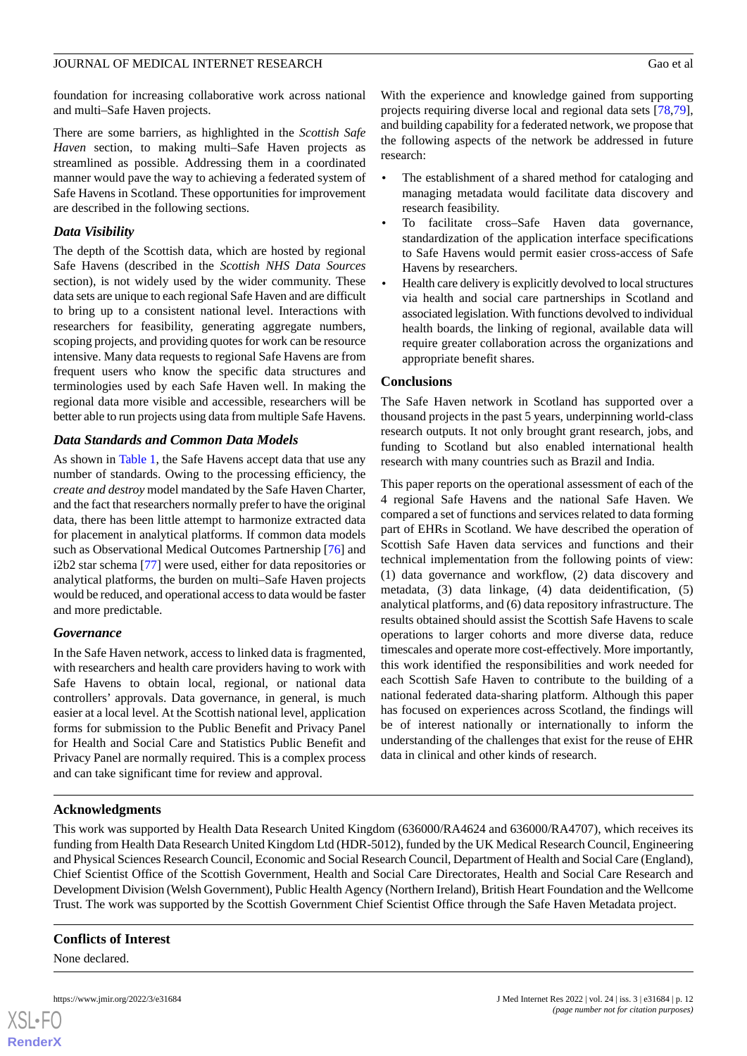foundation for increasing collaborative work across national and multi–Safe Haven projects.

There are some barriers, as highlighted in the *Scottish Safe Haven* section, to making multi–Safe Haven projects as streamlined as possible. Addressing them in a coordinated manner would pave the way to achieving a federated system of Safe Havens in Scotland. These opportunities for improvement are described in the following sections.

### *Data Visibility*

The depth of the Scottish data, which are hosted by regional Safe Havens (described in the *Scottish NHS Data Sources* section), is not widely used by the wider community. These data sets are unique to each regional Safe Haven and are difficult to bring up to a consistent national level. Interactions with researchers for feasibility, generating aggregate numbers, scoping projects, and providing quotes for work can be resource intensive. Many data requests to regional Safe Havens are from frequent users who know the specific data structures and terminologies used by each Safe Haven well. In making the regional data more visible and accessible, researchers will be better able to run projects using data from multiple Safe Havens.

### *Data Standards and Common Data Models*

As shown in Table 1, the Safe Havens accept data that use any number of standards. Owing to the processing efficiency, the *create and destroy* model mandated by the Safe Haven Charter, and the fact that researchers normally prefer to have the original data, there has been little attempt to harmonize extracted data for placement in analytical platforms. If common data models such as Observational Medical Outcomes Partnership [76] and i2b2 star schema [77] were used, either for data repositories or analytical platforms, the burden on multi–Safe Haven projects would be reduced, and operational access to data would be faster and more predictable.

### *Governance*

In the Safe Haven network, access to linked data is fragmented, with researchers and health care providers having to work with Safe Havens to obtain local, regional, or national data controllers' approvals. Data governance, in general, is much easier at a local level. At the Scottish national level, application forms for submission to the Public Benefit and Privacy Panel for Health and Social Care and Statistics Public Benefit and Privacy Panel are normally required. This is a complex process and can take significant time for review and approval.

With the experience and knowledge gained from supporting projects requiring diverse local and regional data sets [78,79], and building capability for a federated network, we propose that the following aspects of the network be addressed in future research:

- The establishment of a shared method for cataloging and managing metadata would facilitate data discovery and research feasibility.
- To facilitate cross–Safe Haven data governance, standardization of the application interface specifications to Safe Havens would permit easier cross-access of Safe Havens by researchers.
- Health care delivery is explicitly devolved to local structures via health and social care partnerships in Scotland and associated legislation. With functions devolved to individual health boards, the linking of regional, available data will require greater collaboration across the organizations and appropriate benefit shares.

## Conclusions

The Safe Haven network in Scotland has supported over a thousand projects in the past 5 years, underpinning world-class research outputs. It not only brought grant research, jobs, and funding to Scotland but also enabled international health research with many countries such as Brazil and India.

This paper reports on the operational assessment of each of the 4 regional Safe Havens and the national Safe Haven. We compared a set of functions and services related to data forming part of EHRs in Scotland. We have described the operation of Scottish Safe Haven data services and functions and their technical implementation from the following points of view: (1) data governance and workflow, (2) data discovery and metadata, (3) data linkage, (4) data deidentification, (5) analytical platforms, and (6) data repository infrastructure. The results obtained should assist the Scottish Safe Havens to scale operations to larger cohorts and more diverse data, reduce timescales and operate more cost-effectively. More importantly, this work identified the responsibilities and work needed for each Scottish Safe Haven to contribute to the building of a national federated data-sharing platform. Although this paper has focused on experiences across Scotland, the findings will be of interest nationally or internationally to inform the understanding of the challenges that exist for the reuse of EHR data in clinical and other kinds of research.

## Acknowledgments

This work was supported by Health Data Research United Kingdom (636000/RA4624 and 636000/RA4707), which receives its funding from Health Data Research United Kingdom Ltd (HDR-5012), funded by the UK Medical Research Council, Engineering and Physical Sciences Research Council, Economic and Social Research Council, Department of Health and Social Care (England), Chief Scientist Office of the Scottish Government, Health and Social Care Directorates, Health and Social Care Research and Development Division (Welsh Government), Public Health Agency (Northern Ireland), British Heart Foundation and the Wellcome Trust. The work was supported by the Scottish Government Chief Scientist Office through the Safe Haven Metadata project.

## Conflicts of Interest

None declared.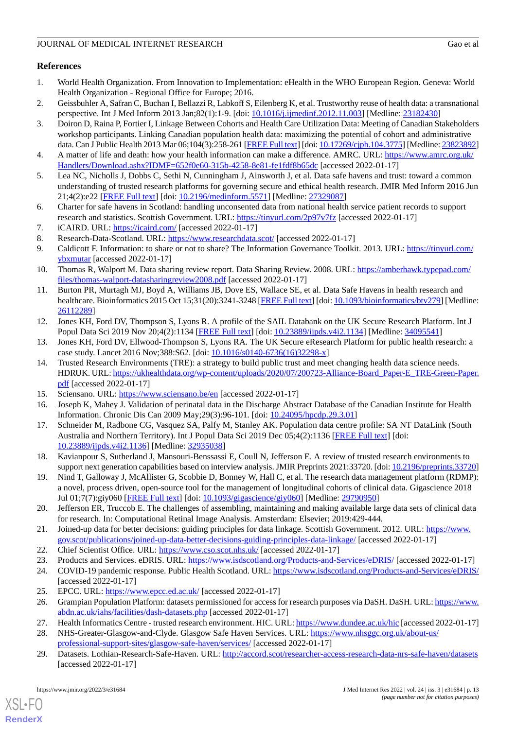## References

1. World Health Organization. From Innovation to Implementation: eHealth in the WHO European Region. Geneva: World Health Organization - Regional Office for Europe; 2016.
2. Geissbuhler A, Safran C, Buchan I, Bellazzi R, Labkoff S, Eilenberg K, et al. Trustworthy reuse of health data: a transnational perspective. Int J Med Inform 2013 Jan;82(1):1-9. [doi: 10.1016/j.ijmedinf.2012.11.003] [Medline: 23182430]
3. Doiron D, Raina P, Fortier I, Linkage Between Cohorts and Health Care Utilization Data: Meeting of Canadian Stakeholders workshop participants. Linking Canadian population health data: maximizing the potential of cohort and administrative data. Can J Public Health 2013 Mar 06;104(3):258-261 [FREE Full text] [doi: 10.17269/cjph.104.3775] [Medline: 23823892]
4. A matter of life and death: how your health information can make a difference. AMRC. URL: https://www.amrc.org.uk/Handlers/Download.ashx?IDMF=652f0e60-315b-4258-8e81-fe1fdf8b65dc [accessed 2022-01-17]
5. Lea NC, Nicholls J, Dobbs C, Sethi N, Cunningham J, Ainsworth J, et al. Data safe havens and trust: toward a common understanding of trusted research platforms for governing secure and ethical health research. JMIR Med Inform 2016 Jun 21;4(2):e22 [FREE Full text] [doi: 10.2196/medinform.5571] [Medline: 27329087]
6. Charter for safe havens in Scotland: handling unconsented data from national health service patient records to support research and statistics. Scottish Government. URL: https://tinyurl.com/2p97v7fz [accessed 2022-01-17]
7. iCAIRD. URL: https://icaird.com/ [accessed 2022-01-17]
8. Research-Data-Scotland. URL: https://www.researchdata.scot/ [accessed 2022-01-17]
9. Caldicott F. Information: to share or not to share? The Information Governance Toolkit. 2013. URL: https://tinyurl.com/ybxmutar [accessed 2022-01-17]
10. Thomas R, Walport M. Data sharing review report. Data Sharing Review. 2008. URL: https://amberhawk.typepad.com/files/thomas-walport-datasharingreview2008.pdf [accessed 2022-01-17]
11. Burton PR, Murtagh MJ, Boyd A, Williams JB, Dove ES, Wallace SE, et al. Data Safe Havens in health research and healthcare. Bioinformatics 2015 Oct 15;31(20):3241-3248 [FREE Full text] [doi: 10.1093/bioinformatics/btv279] [Medline: 26112289]
12. Jones KH, Ford DV, Thompson S, Lyons R. A profile of the SAIL Databank on the UK Secure Research Platform. Int J Popul Data Sci 2019 Nov 20;4(2):1134 [FREE Full text] [doi: 10.23889/ijpds.v4i2.1134] [Medline: 34095541]
13. Jones KH, Ford DV, Ellwood-Thompson S, Lyons RA. The UK Secure eResearch Platform for public health research: a case study. Lancet 2016 Nov;388:S62. [doi: 10.1016/s0140-6736(16)32298-x]
14. Trusted Research Environments (TRE): a strategy to build public trust and meet changing health data science needs. HDRUK. URL: https://ukhealthdata.org/wp-content/uploads/2020/07/200723-Alliance-Board_Paper-E_TRE-Green-Paper.pdf [accessed 2022-01-17]
15. Sciensano. URL: https://www.sciensano.be/en [accessed 2022-01-17]
16. Joseph K, Mahey J. Validation of perinatal data in the Discharge Abstract Database of the Canadian Institute for Health Information. Chronic Dis Can 2009 May;29(3):96-101. [doi: 10.24095/hpcdp.29.3.01]
17. Schneider M, Radbone CG, Vasquez SA, Palfy M, Stanley AK. Population data centre profile: SA NT DataLink (South Australia and Northern Territory). Int J Popul Data Sci 2019 Dec 05;4(2):1136 [FREE Full text] [doi: 10.23889/ijpds.v4i2.1136] [Medline: 32935038]
18. Kavianpour S, Sutherland J, Mansouri-Benssassi E, Coull N, Jefferson E. A review of trusted research environments to support next generation capabilities based on interview analysis. JMIR Preprints 2021:33720. [doi: 10.2196/preprints.33720]
19. Nind T, Galloway J, McAllister G, Scobbie D, Bonney W, Hall C, et al. The research data management platform (RDMP): a novel, process driven, open-source tool for the management of longitudinal cohorts of clinical data. Gigascience 2018 Jul 01;7(7):giy060 [FREE Full text] [doi: 10.1093/gigascience/giy060] [Medline: 29790950]
20. Jefferson ER, Truccob E. The challenges of assembling, maintaining and making available large data sets of clinical data for research. In: Computational Retinal Image Analysis. Amsterdam: Elsevier; 2019:429-444.
21. Joined-up data for better decisions: guiding principles for data linkage. Scottish Government. 2012. URL: https://www.gov.scot/publications/joined-up-data-better-decisions-guiding-principles-data-linkage/ [accessed 2022-01-17]
22. Chief Scientist Office. URL: https://www.cso.scot.nhs.uk/ [accessed 2022-01-17]
23. Products and Services. eDRIS. URL: https://www.isdscotland.org/Products-and-Services/eDRIS/ [accessed 2022-01-17]
24. COVID-19 pandemic response. Public Health Scotland. URL: https://www.isdscotland.org/Products-and-Services/eDRIS/ [accessed 2022-01-17]
25. EPCC. URL: https://www.epcc.ed.ac.uk/ [accessed 2022-01-17]
26. Grampian Population Platform: datasets permissioned for access for research purposes via DaSH. DaSH. URL: https://www.abdn.ac.uk/iahs/facilities/dash-datasets.php [accessed 2022-01-17]
27. Health Informatics Centre - trusted research environment. HIC. URL: https://www.dundee.ac.uk/hic [accessed 2022-01-17]
28. NHS-Greater-Glasgow-and-Clyde. Glasgow Safe Haven Services. URL: https://www.nhsggc.org.uk/about-us/professional-support-sites/glasgow-safe-haven/services/ [accessed 2022-01-17]
29. Datasets. Lothian-Research-Safe-Haven. URL: http://accord.scot/researcher-access-research-data-nrs-safe-haven/datasets [accessed 2022-01-17]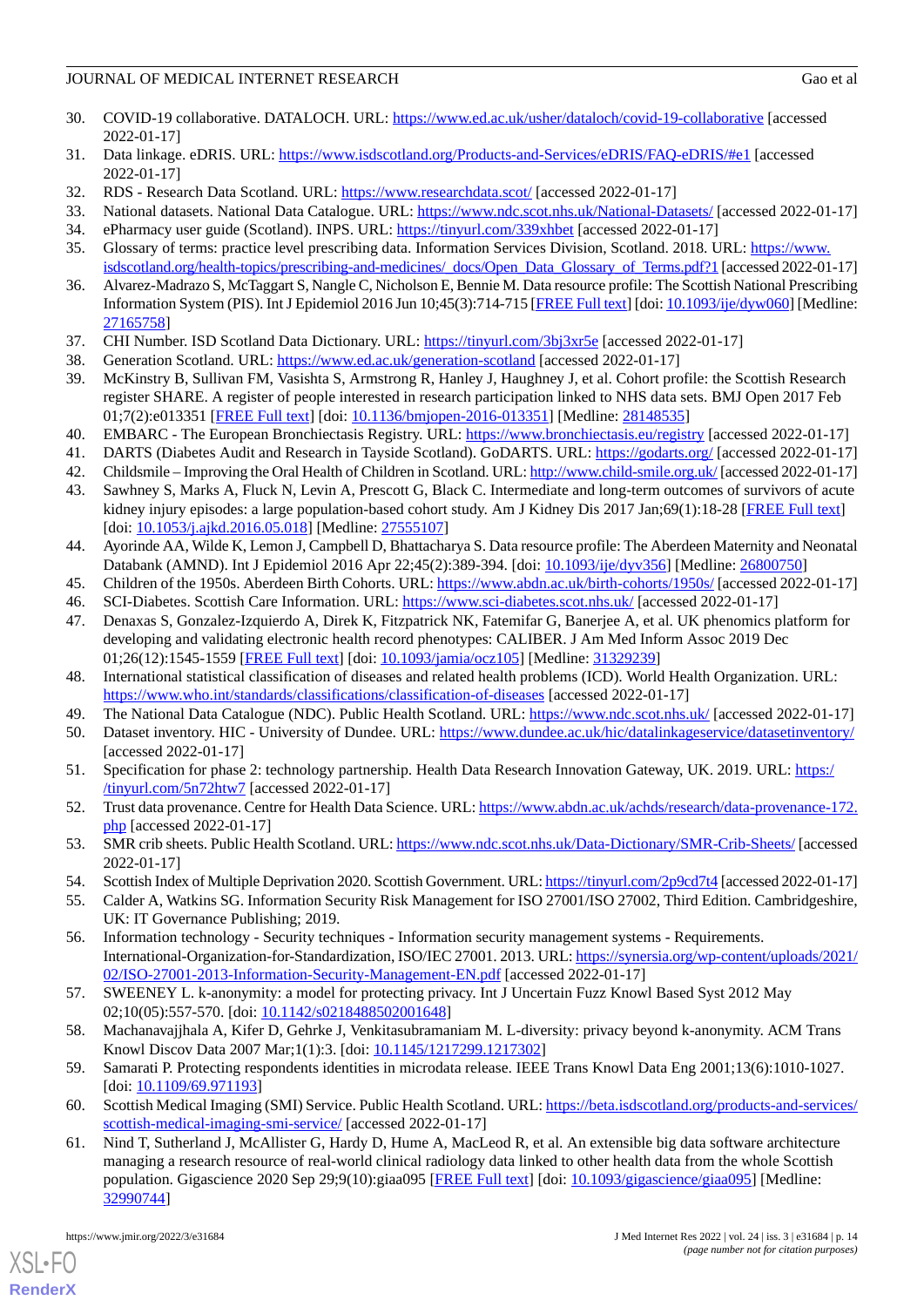30. COVID-19 collaborative. DATALOCH. URL: https://www.ed.ac.uk/usher/dataloch/covid-19-collaborative [accessed 2022-01-17]
31. Data linkage. eDRIS. URL: https://www.isdscotland.org/Products-and-Services/eDRIS/FAQ-eDRIS/#e1 [accessed 2022-01-17]
32. RDS - Research Data Scotland. URL: https://www.researchdata.scot/ [accessed 2022-01-17]
33. National datasets. National Data Catalogue. URL: https://www.ndc.scot.nhs.uk/National-Datasets/ [accessed 2022-01-17]
34. ePharmacy user guide (Scotland). INPS. URL: https://tinyurl.com/339xhbet [accessed 2022-01-17]
35. Glossary of terms: practice level prescribing data. Information Services Division, Scotland. 2018. URL: https://www.isdscotland.org/health-topics/prescribing-and-medicines/_docs/Open_Data_Glossary_of_Terms.pdf?1 [accessed 2022-01-17]
36. Alvarez-Madrazo S, McTaggart S, Nangle C, Nicholson E, Bennie M. Data resource profile: The Scottish National Prescribing Information System (PIS). Int J Epidemiol 2016 Jun 10;45(3):714-715 [FREE Full text] [doi: 10.1093/ije/dyw060] [Medline: 27165758]
37. CHI Number. ISD Scotland Data Dictionary. URL: https://tinyurl.com/3bj3xr5e [accessed 2022-01-17]
38. Generation Scotland. URL: https://www.ed.ac.uk/generation-scotland [accessed 2022-01-17]
39. McKinstry B, Sullivan FM, Vasishta S, Armstrong R, Hanley J, Haughney J, et al. Cohort profile: the Scottish Research register SHARE. A register of people interested in research participation linked to NHS data sets. BMJ Open 2017 Feb 01;7(2):e013351 [FREE Full text] [doi: 10.1136/bmjopen-2016-013351] [Medline: 28148535]
40. EMBARC - The European Bronchiectasis Registry. URL: https://www.bronchiectasis.eu/registry [accessed 2022-01-17]
41. DARTS (Diabetes Audit and Research in Tayside Scotland). GoDARTS. URL: https://godarts.org/ [accessed 2022-01-17]
42. Childsmile – Improving the Oral Health of Children in Scotland. URL: http://www.child-smile.org.uk/ [accessed 2022-01-17]
43. Sawhney S, Marks A, Fluck N, Levin A, Prescott G, Black C. Intermediate and long-term outcomes of survivors of acute kidney injury episodes: a large population-based cohort study. Am J Kidney Dis 2017 Jan;69(1):18-28 [FREE Full text] [doi: 10.1053/j.ajkd.2016.05.018] [Medline: 27555107]
44. Ayorinde AA, Wilde K, Lemon J, Campbell D, Bhattacharya S. Data resource profile: The Aberdeen Maternity and Neonatal Databank (AMND). Int J Epidemiol 2016 Apr 22;45(2):389-394. [doi: 10.1093/ije/dyv356] [Medline: 26800750]
45. Children of the 1950s. Aberdeen Birth Cohorts. URL: https://www.abdn.ac.uk/birth-cohorts/1950s/ [accessed 2022-01-17]
46. SCI-Diabetes. Scottish Care Information. URL: https://www.sci-diabetes.scot.nhs.uk/ [accessed 2022-01-17]
47. Denaxas S, Gonzalez-Izquierdo A, Direk K, Fitzpatrick NK, Fatemifar G, Banerjee A, et al. UK phenomics platform for developing and validating electronic health record phenotypes: CALIBER. J Am Med Inform Assoc 2019 Dec 01;26(12):1545-1559 [FREE Full text] [doi: 10.1093/jamia/ocz105] [Medline: 31329239]
48. International statistical classification of diseases and related health problems (ICD). World Health Organization. URL: https://www.who.int/standards/classifications/classification-of-diseases [accessed 2022-01-17]
49. The National Data Catalogue (NDC). Public Health Scotland. URL: https://www.ndc.scot.nhs.uk/ [accessed 2022-01-17]
50. Dataset inventory. HIC - University of Dundee. URL: https://www.dundee.ac.uk/hic/datalinkageservice/datasetinventory/ [accessed 2022-01-17]
51. Specification for phase 2: technology partnership. Health Data Research Innovation Gateway, UK. 2019. URL: https://tinyurl.com/5n72htw7 [accessed 2022-01-17]
52. Trust data provenance. Centre for Health Data Science. URL: https://www.abdn.ac.uk/achds/research/data-provenance-172.php [accessed 2022-01-17]
53. SMR crib sheets. Public Health Scotland. URL: https://www.ndc.scot.nhs.uk/Data-Dictionary/SMR-Crib-Sheets/ [accessed 2022-01-17]
54. Scottish Index of Multiple Deprivation 2020. Scottish Government. URL: https://tinyurl.com/2p9cd7t4 [accessed 2022-01-17]
55. Calder A, Watkins SG. Information Security Risk Management for ISO 27001/ISO 27002, Third Edition. Cambridgeshire, UK: IT Governance Publishing; 2019.
56. Information technology - Security techniques - Information security management systems - Requirements. International-Organization-for-Standardization, ISO/IEC 27001. 2013. URL: https://synersia.org/wp-content/uploads/2021/02/ISO-27001-2013-Information-Security-Management-EN.pdf [accessed 2022-01-17]
57. SWEENEY L. k-anonymity: a model for protecting privacy. Int J Uncertain Fuzz Knowl Based Syst 2012 May 02;10(05):557-570. [doi: 10.1142/s0218488502001648]
58. Machanavajjhala A, Kifer D, Gehrke J, Venkitasubramaniam M. L-diversity: privacy beyond k-anonymity. ACM Trans Knowl Discov Data 2007 Mar;1(1):3. [doi: 10.1145/1217299.1217302]
59. Samarati P. Protecting respondents identities in microdata release. IEEE Trans Knowl Data Eng 2001;13(6):1010-1027. [doi: 10.1109/69.971193]
60. Scottish Medical Imaging (SMI) Service. Public Health Scotland. URL: https://beta.isdscotland.org/products-and-services/scottish-medical-imaging-smi-service/ [accessed 2022-01-17]
61. Nind T, Sutherland J, McAllister G, Hardy D, Hume A, MacLeod R, et al. An extensible big data software architecture managing a research resource of real-world clinical radiology data linked to other health data from the whole Scottish population. Gigascience 2020 Sep 29;9(10):giaa095 [FREE Full text] [doi: 10.1093/gigascience/giaa095] [Medline: 32990744]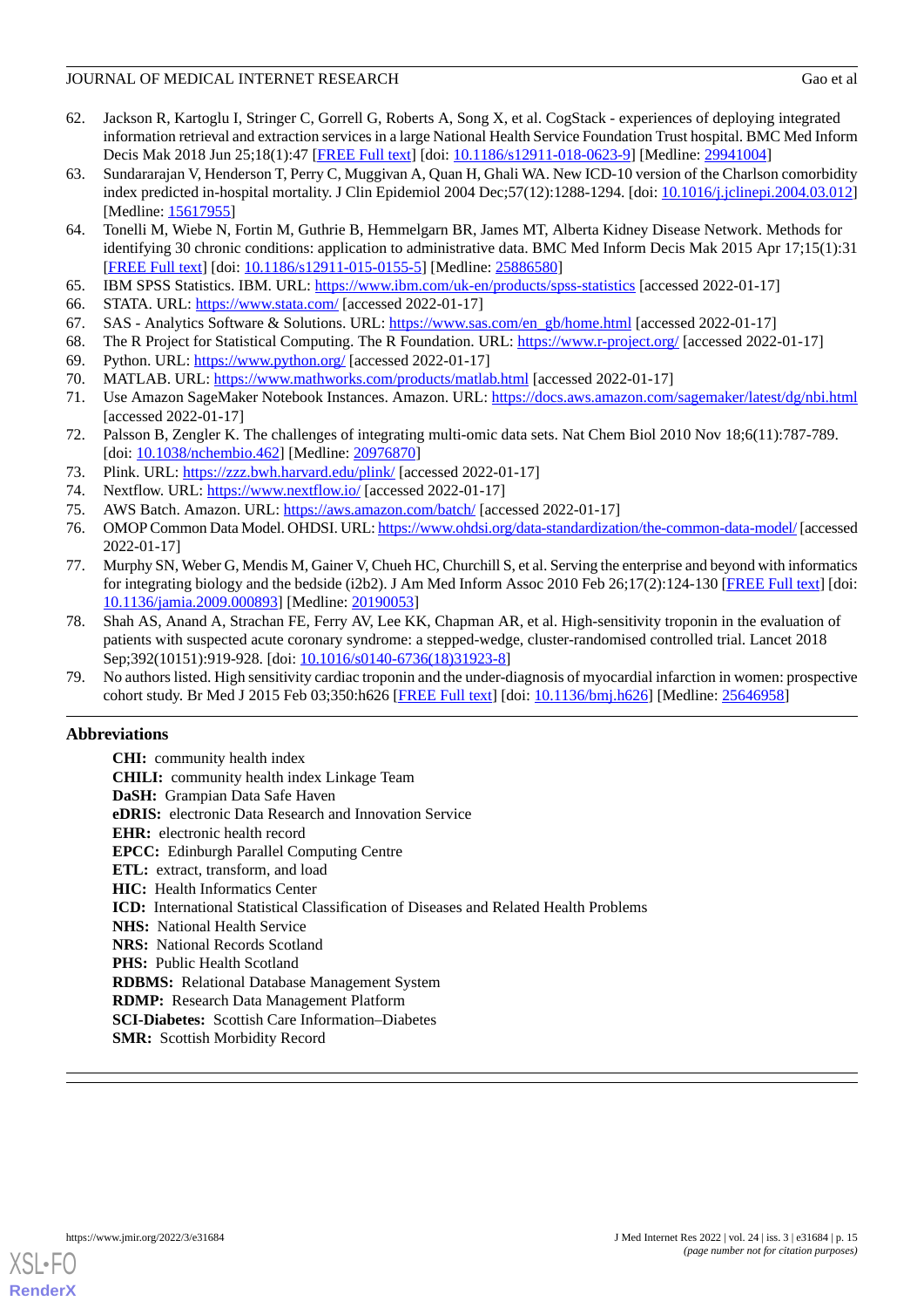62. Jackson R, Kartoglu I, Stringer C, Gorrell G, Roberts A, Song X, et al. CogStack - experiences of deploying integrated information retrieval and extraction services in a large National Health Service Foundation Trust hospital. BMC Med Inform Decis Mak 2018 Jun 25;18(1):47 [FREE Full text] [doi: 10.1186/s12911-018-0623-9] [Medline: 29941004]
63. Sundararajan V, Henderson T, Perry C, Muggivan A, Quan H, Ghali WA. New ICD-10 version of the Charlson comorbidity index predicted in-hospital mortality. J Clin Epidemiol 2004 Dec;57(12):1288-1294. [doi: 10.1016/j.jclinepi.2004.03.012] [Medline: 15617955]
64. Tonelli M, Wiebe N, Fortin M, Guthrie B, Hemmelgarn BR, James MT, Alberta Kidney Disease Network. Methods for identifying 30 chronic conditions: application to administrative data. BMC Med Inform Decis Mak 2015 Apr 17;15(1):31 [FREE Full text] [doi: 10.1186/s12911-015-0155-5] [Medline: 25886580]
65. IBM SPSS Statistics. IBM. URL: https://www.ibm.com/uk-en/products/spss-statistics [accessed 2022-01-17]
66. STATA. URL: https://www.stata.com/ [accessed 2022-01-17]
67. SAS - Analytics Software & Solutions. URL: https://www.sas.com/en_gb/home.html [accessed 2022-01-17]
68. The R Project for Statistical Computing. The R Foundation. URL: https://www.r-project.org/ [accessed 2022-01-17]
69. Python. URL: https://www.python.org/ [accessed 2022-01-17]
70. MATLAB. URL: https://www.mathworks.com/products/matlab.html [accessed 2022-01-17]
71. Use Amazon SageMaker Notebook Instances. Amazon. URL: https://docs.aws.amazon.com/sagemaker/latest/dg/nbi.html [accessed 2022-01-17]
72. Palsson B, Zengler K. The challenges of integrating multi-omic data sets. Nat Chem Biol 2010 Nov 18;6(11):787-789. [doi: 10.1038/nchembio.462] [Medline: 20976870]
73. Plink. URL: https://zzz.bwh.harvard.edu/plink/ [accessed 2022-01-17]
74. Nextflow. URL: https://www.nextflow.io/ [accessed 2022-01-17]
75. AWS Batch. Amazon. URL: https://aws.amazon.com/batch/ [accessed 2022-01-17]
76. OMOP Common Data Model. OHDSI. URL: https://www.ohdsi.org/data-standardization/the-common-data-model/ [accessed 2022-01-17]
77. Murphy SN, Weber G, Mendis M, Gainer V, Chueh HC, Churchill S, et al. Serving the enterprise and beyond with informatics for integrating biology and the bedside (i2b2). J Am Med Inform Assoc 2010 Feb 26;17(2):124-130 [FREE Full text] [doi: 10.1136/jamia.2009.000893] [Medline: 20190053]
78. Shah AS, Anand A, Strachan FE, Ferry AV, Lee KK, Chapman AR, et al. High-sensitivity troponin in the evaluation of patients with suspected acute coronary syndrome: a stepped-wedge, cluster-randomised controlled trial. Lancet 2018 Sep;392(10151):919-928. [doi: 10.1016/s0140-6736(18)31923-8]
79. No authors listed. High sensitivity cardiac troponin and the under-diagnosis of myocardial infarction in women: prospective cohort study. Br Med J 2015 Feb 03;350:h626 [FREE Full text] [doi: 10.1136/bmj.h626] [Medline: 25646958]

## Abbreviations

**CHI:** community health index
**CHILI:** community health index Linkage Team
**DaSH:** Grampian Data Safe Haven
**eDRIS:** electronic Data Research and Innovation Service
**EHR:** electronic health record
**EPCC:** Edinburgh Parallel Computing Centre
**ETL:** extract, transform, and load
**HIC:** Health Informatics Center
**ICD:** International Statistical Classification of Diseases and Related Health Problems
**NHS:** National Health Service
**NRS:** National Records Scotland
**PHS:** Public Health Scotland
**RDBMS:** Relational Database Management System
**RDMP:** Research Data Management Platform
**SCI-Diabetes:** Scottish Care Information–Diabetes
**SMR:** Scottish Morbidity Record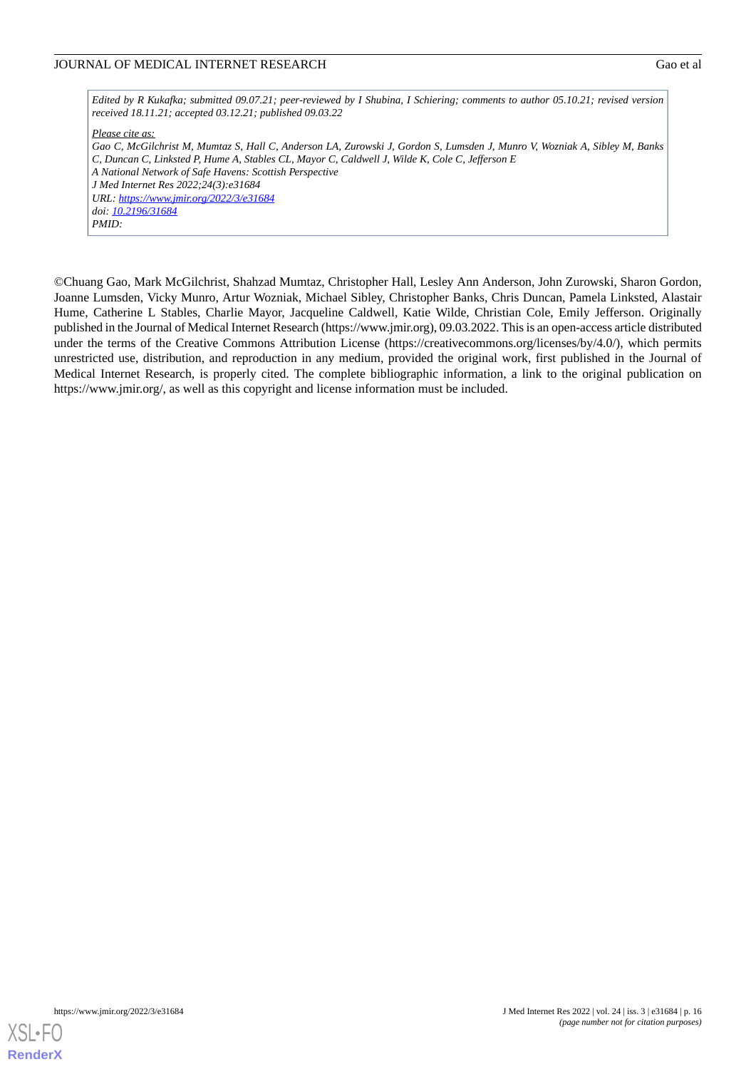*Edited by R Kukafka; submitted 09.07.21; peer-reviewed by I Shubina, I Schiering; comments to author 05.10.21; revised version received 18.11.21; accepted 03.12.21; published 09.03.22*

*Please cite as:*
*Gao C, McGilchrist M, Mumtaz S, Hall C, Anderson LA, Zurowski J, Gordon S, Lumsden J, Munro V, Wozniak A, Sibley M, Banks C, Duncan C, Linksted P, Hume A, Stables CL, Mayor C, Caldwell J, Wilde K, Cole C, Jefferson E*
*A National Network of Safe Havens: Scottish Perspective*
*J Med Internet Res 2022;24(3):e31684*
*URL: https://www.jmir.org/2022/3/e31684*
*doi: 10.2196/31684*
*PMID:*

©Chuang Gao, Mark McGilchrist, Shahzad Mumtaz, Christopher Hall, Lesley Ann Anderson, John Zurowski, Sharon Gordon, Joanne Lumsden, Vicky Munro, Artur Wozniak, Michael Sibley, Christopher Banks, Chris Duncan, Pamela Linksted, Alastair Hume, Catherine L Stables, Charlie Mayor, Jacqueline Caldwell, Katie Wilde, Christian Cole, Emily Jefferson. Originally published in the Journal of Medical Internet Research (https://www.jmir.org), 09.03.2022. This is an open-access article distributed under the terms of the Creative Commons Attribution License (https://creativecommons.org/licenses/by/4.0/), which permits unrestricted use, distribution, and reproduction in any medium, provided the original work, first published in the Journal of Medical Internet Research, is properly cited. The complete bibliographic information, a link to the original publication on https://www.jmir.org/, as well as this copyright and license information must be included.